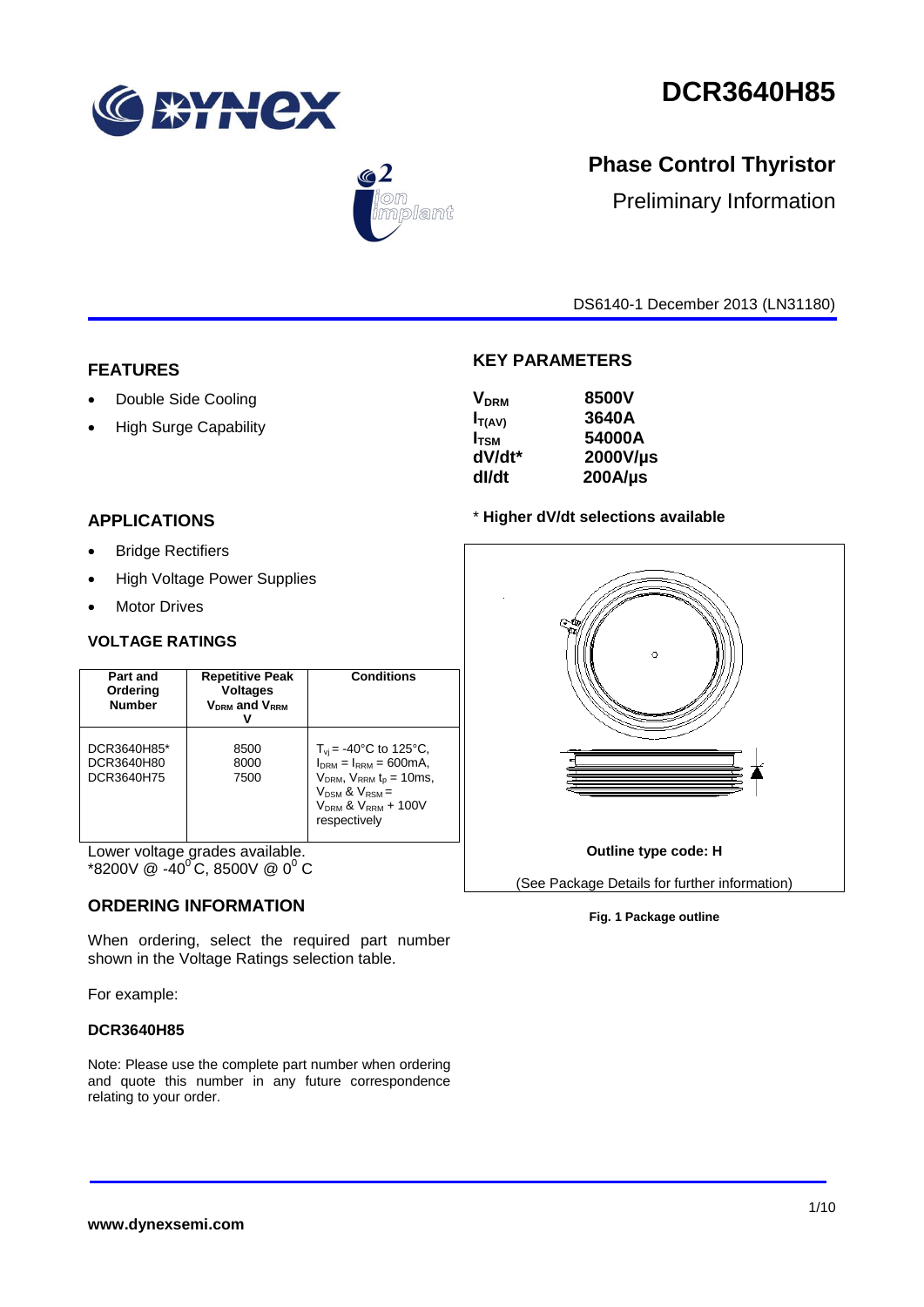# DCR3640H85

## Phase Control Thyristor

Preliminary Information

DS6140-1 December 2013 (LN31180)

## FEATURES

- Double Side Cooling
- High Surge Capability

## APPLICATIONS

- Bridge Rectifiers
- High Voltage Power Supplies
- Motor Drives

## KEY PARAMETERS

| | |
|---|---|
| $V_{DRM}$ | **8500V** |
| $I_{T(AV)}$ | **3640A** |
| $I_{TSM}$ | **54000A** |
| **dV/dt*** | **2000V/µs** |
| **dI/dt** | **200A/µs** |

\* **Higher dV/dt selections available**

**Outline type code: H**

(See Package Details for further information)

**Fig. 1 Package outline**

## VOLTAGE RATINGS

| Part and Ordering Number | Repetitive Peak Voltages $V_{DRM}$ and $V_{RRM}$ V | Conditions |
|---|---|---|
| DCR3640H85*<br>DCR3640H80<br>DCR3640H75 | 8500<br>8000<br>7500 | $T_{vj}$ = -40°C to 125°C, $I_{DRM}$ = $I_{RRM}$ = 600mA, $V_{DRM}$, $V_{RRM}$ $t_p$ = 10ms, $V_{DSM}$ & $V_{RSM}$ = $V_{DRM}$ & $V_{RRM}$ + 100V respectively |

Lower voltage grades available.
*8200V @ -40°C, 8500V @ 0°C

## ORDERING INFORMATION

When ordering, select the required part number shown in the Voltage Ratings selection table.

For example:

**DCR3640H85**

Note: Please use the complete part number when ordering and quote this number in any future correspondence relating to your order.

**www.dynexsemi.com**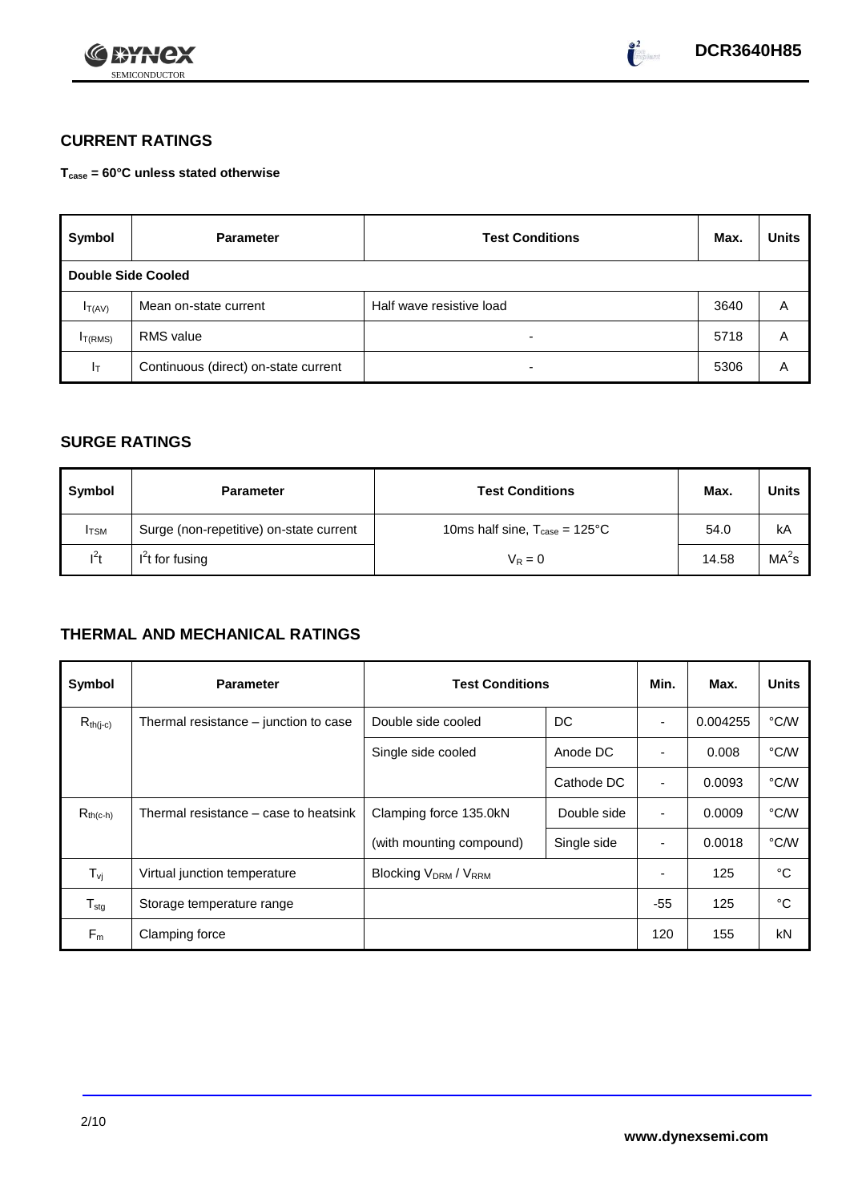## CURRENT RATINGS

**$T_{case}$ = 60°C unless stated otherwise**

| Symbol | Parameter | Test Conditions | Max. | Units |
|---|---|---|---|---|
| **Double Side Cooled** | | | | |
| $I_{T(AV)}$ | Mean on-state current | Half wave resistive load | 3640 | A |
| $I_{T(RMS)}$ | RMS value | - | 5718 | A |
| $I_T$ | Continuous (direct) on-state current | - | 5306 | A |

## SURGE RATINGS

| Symbol | Parameter | Test Conditions | Max. | Units |
|---|---|---|---|---|
| $I_{TSM}$ | Surge (non-repetitive) on-state current | 10ms half sine, $T_{case}$ = 125°C | 54.0 | kA |
| $I^2t$ | $I^2t$ for fusing | $V_R = 0$ | 14.58 | $MA^2s$ |

## THERMAL AND MECHANICAL RATINGS

| Symbol | Parameter | Test Conditions | | Min. | Max. | Units |
|---|---|---|---|---|---|---|
| $R_{th(j-c)}$ | Thermal resistance – junction to case | Double side cooled | DC | - | 0.004255 | °C/W |
| | | Single side cooled | Anode DC | - | 0.008 | °C/W |
| | | | Cathode DC | - | 0.0093 | °C/W |
| $R_{th(c-h)}$ | Thermal resistance – case to heatsink | Clamping force 135.0kN | Double side | - | 0.0009 | °C/W |
| | | (with mounting compound) | Single side | - | 0.0018 | °C/W |
| $T_{vj}$ | Virtual junction temperature | Blocking $V_{DRM}$ / $V_{RRM}$ | | - | 125 | °C |
| $T_{stg}$ | Storage temperature range | | | -55 | 125 | °C |
| $F_m$ | Clamping force | | | 120 | 155 | kN |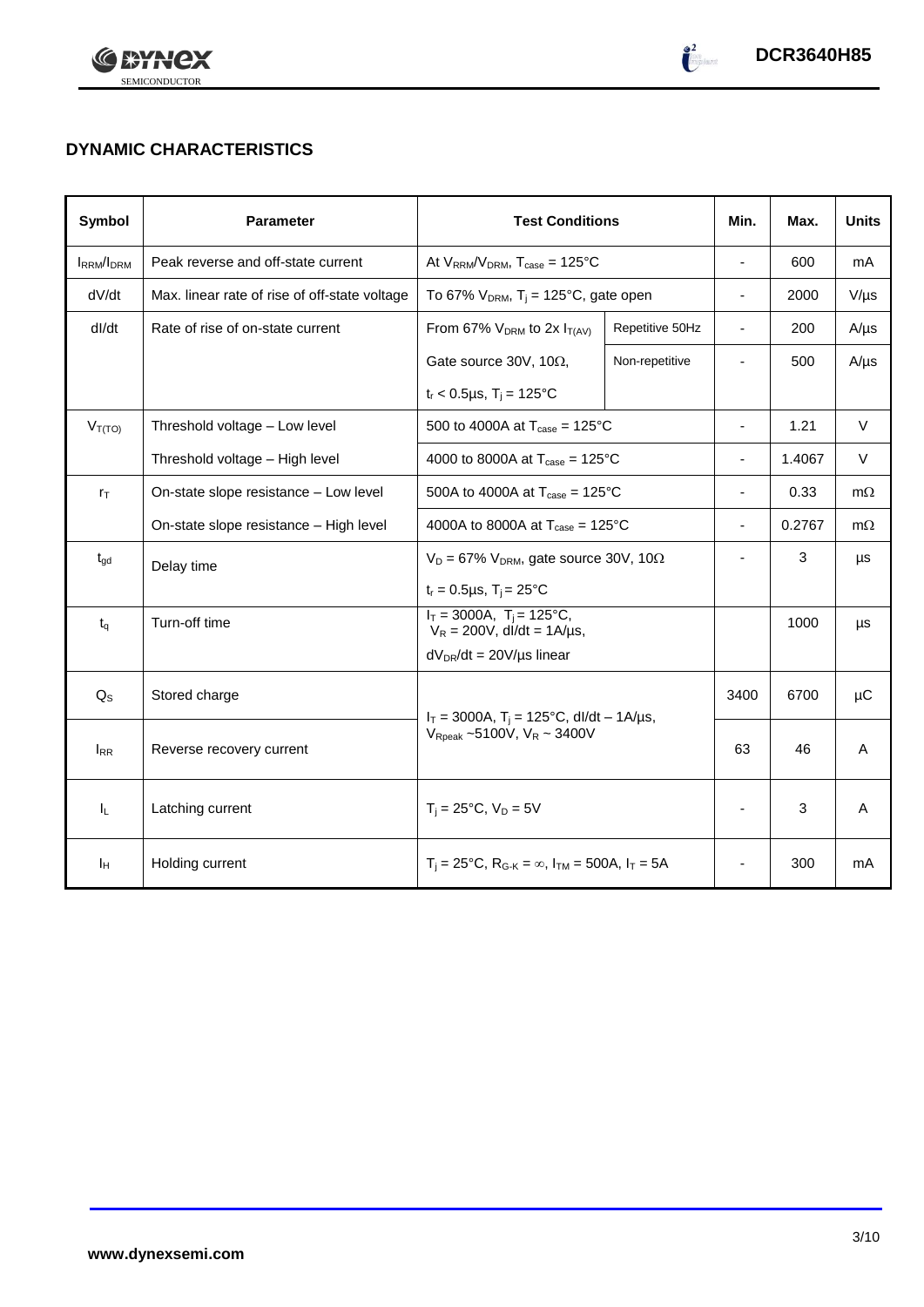## DYNAMIC CHARACTERISTICS

| Symbol | Parameter | Test Conditions | | Min. | Max. | Units |
|---|---|---|---|---|---|---|
| $I_{RRM}/I_{DRM}$ | Peak reverse and off-state current | At $V_{RRM}/V_{DRM}$, $T_{case}$ = 125°C | | - | 600 | mA |
| dV/dt | Max. linear rate of rise of off-state voltage | To 67% $V_{DRM}$, $T_j$ = 125°C, gate open | | - | 2000 | V/µs |
| dI/dt | Rate of rise of on-state current | From 67% $V_{DRM}$ to 2x $I_{T(AV)}$ | Repetitive 50Hz | - | 200 | A/µs |
| | | Gate source 30V, 10Ω, $t_r$ < 0.5µs, $T_j$ = 125°C | Non-repetitive | - | 500 | A/µs |
| $V_{T(TO)}$ | Threshold voltage – Low level | 500 to 4000A at $T_{case}$ = 125°C | | - | 1.21 | V |
| | Threshold voltage – High level | 4000 to 8000A at $T_{case}$ = 125°C | | - | 1.4067 | V |
| $r_T$ | On-state slope resistance – Low level | 500A to 4000A at $T_{case}$ = 125°C | | - | 0.33 | mΩ |
| | On-state slope resistance – High level | 4000A to 8000A at $T_{case}$ = 125°C | | - | 0.2767 | mΩ |
| $t_{gd}$ | Delay time | $V_D$ = 67% $V_{DRM}$, gate source 30V, 10Ω, $t_r$ = 0.5µs, $T_j$ = 25°C | | - | 3 | µs |
| $t_q$ | Turn-off time | $I_T$ = 3000A, $T_j$ = 125°C, $V_R$ = 200V, dI/dt = 1A/µs, $dV_{DR}/dt$ = 20V/µs linear | | | 1000 | µs |
| $Q_S$ | Stored charge | $I_T$ = 3000A, $T_j$ = 125°C, dI/dt – 1A/µs, $V_{Rpeak}$ ~5100V, $V_R$ ~ 3400V | | 3400 | 6700 | µC |
| $I_{RR}$ | Reverse recovery current | | | 63 | 46 | A |
| $I_L$ | Latching current | $T_j$ = 25°C, $V_D$ = 5V | | - | 3 | A |
| $I_H$ | Holding current | $T_j$ = 25°C, $R_{G-K}$ = ∞, $I_{TM}$ = 500A, $I_T$ = 5A | | - | 300 | mA |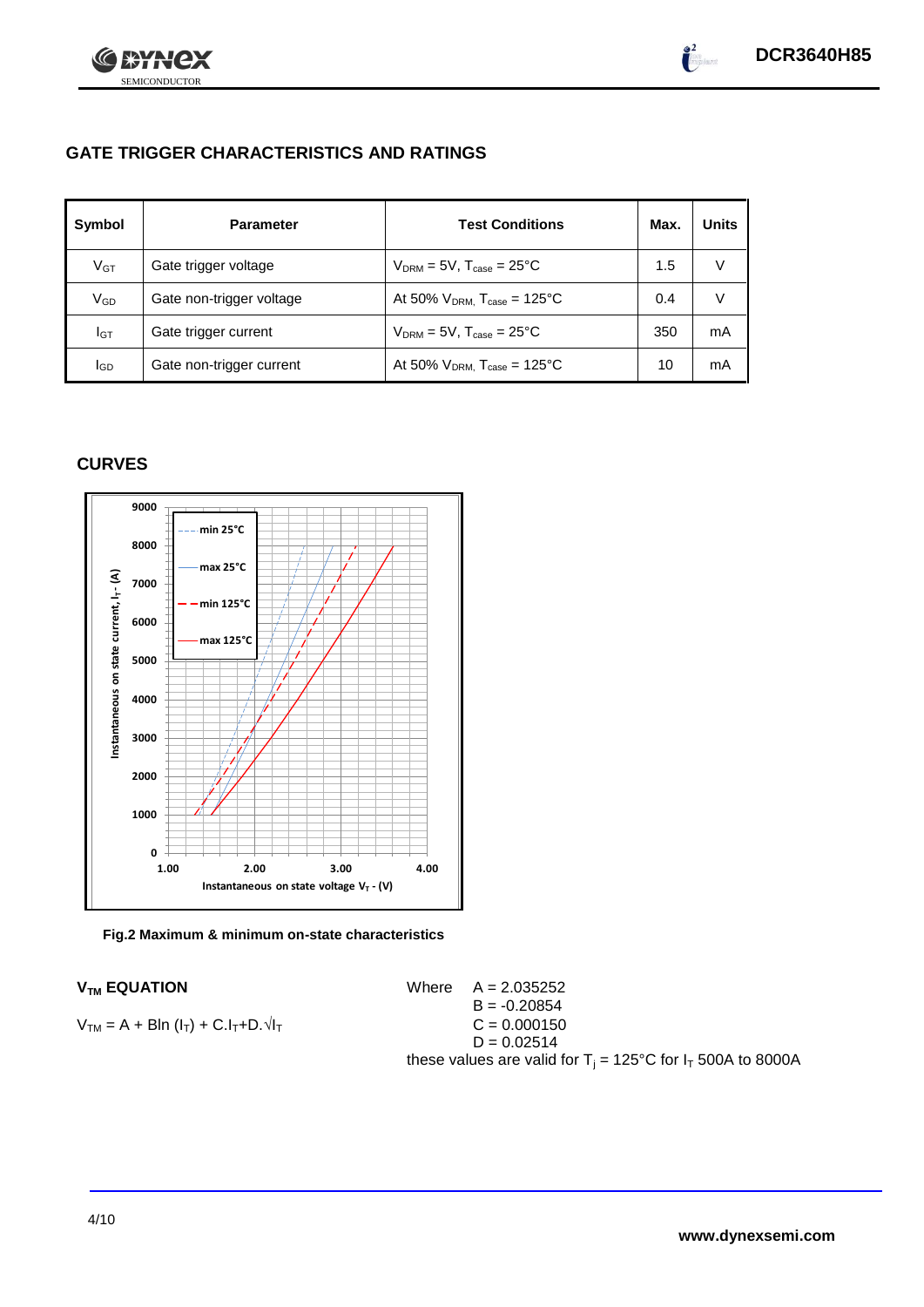## GATE TRIGGER CHARACTERISTICS AND RATINGS

| Symbol | Parameter | Test Conditions | Max. | Units |
|---|---|---|---|---|
| $V_{GT}$ | Gate trigger voltage | $V_{DRM}$ = 5V, $T_{case}$ = 25°C | 1.5 | V |
| $V_{GD}$ | Gate non-trigger voltage | At 50% $V_{DRM}$, $T_{case}$ = 125°C | 0.4 | V |
| $I_{GT}$ | Gate trigger current | $V_{DRM}$ = 5V, $T_{case}$ = 25°C | 350 | mA |
| $I_{GD}$ | Gate non-trigger current | At 50% $V_{DRM}$, $T_{case}$ = 125°C | 10 | mA |

## CURVES

Fig.2 Maximum & minimum on-state characteristics

### $V_{TM}$ EQUATION

$$V_{TM} = A + B\ln(I_T) + C.I_T + D.\sqrt{I_T}$$

Where
A = 2.035252
B = -0.20854
C = 0.000150
D = 0.02514

these values are valid for $T_j$ = 125°C for $I_T$ 500A to 8000A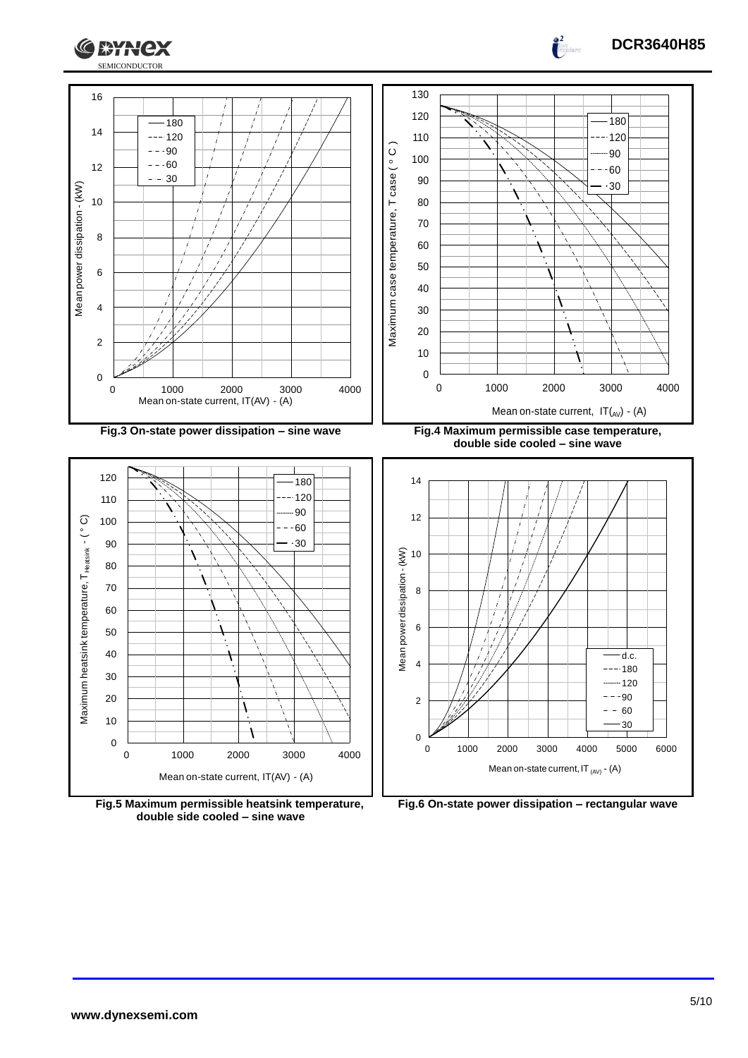Fig.3 On-state power dissipation – sine wave

Fig.4 Maximum permissible case temperature, double side cooled – sine wave

Fig.5 Maximum permissible heatsink temperature, double side cooled – sine wave

Fig.6 On-state power dissipation – rectangular wave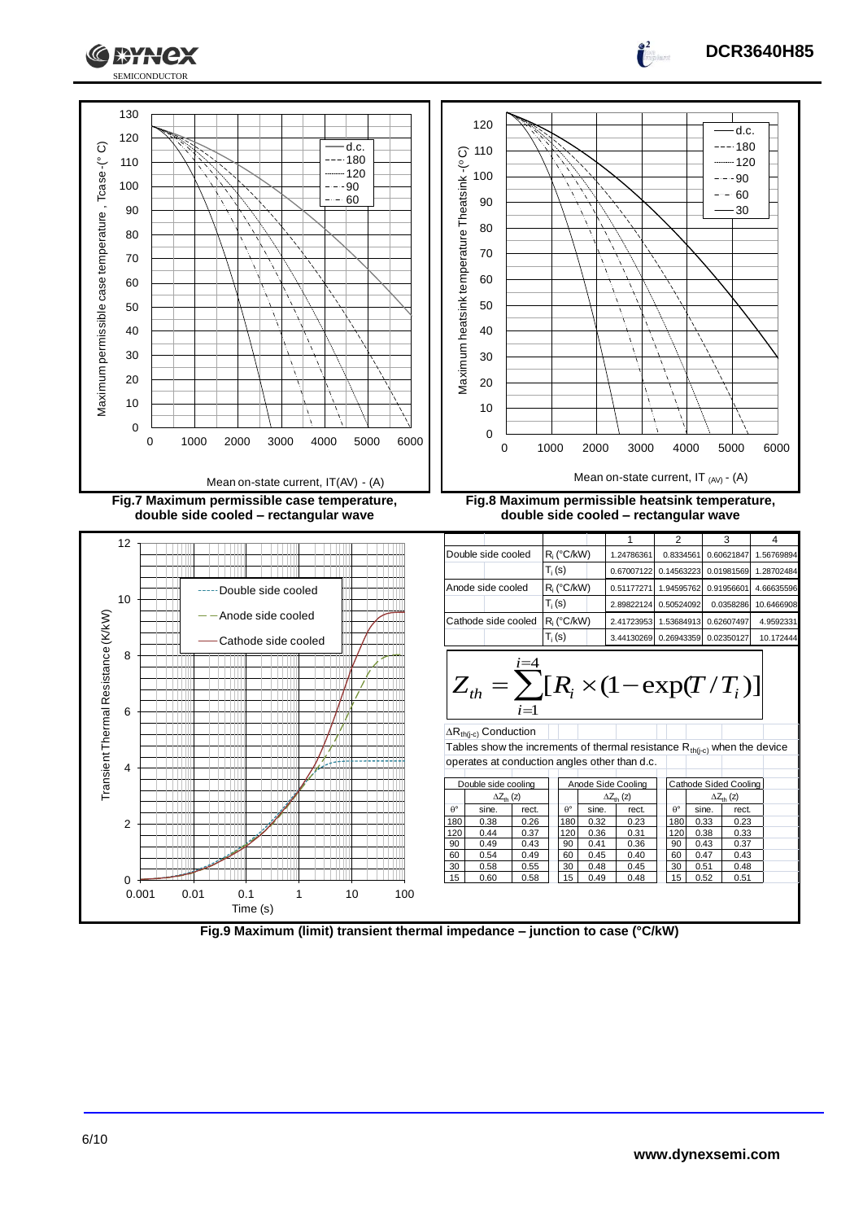Fig.7 Maximum permissible case temperature, double side cooled – rectangular wave

Fig.8 Maximum permissible heatsink temperature, double side cooled – rectangular wave

| | | 1 | 2 | 3 | 4 |
|---|---|---|---|---|---|
| Double side cooled | $R_i$ (°C/kW) | 1.24786361 | 0.8334561 | 0.60621847 | 1.56769894 |
| | $T_i$ (s) | 0.67007122 | 0.14563223 | 0.01981569 | 1.28702484 |
| Anode side cooled | $R_i$ (°C/kW) | 0.51177271 | 1.94595762 | 0.91956601 | 4.66635596 |
| | $T_i$ (s) | 2.89822124 | 0.50524092 | 0.0358286 | 10.6466908 |
| Cathode side cooled | $R_i$ (°C/kW) | 2.41723953 | 1.53684913 | 0.62607497 | 4.9592331 |
| | $T_i$ (s) | 3.44130269 | 0.26943359 | 0.02350127 | 10.172444 |

$$Z_{th} = \sum_{i=1}^{i=4} [R_i \times (1 - \exp(T/T_i)]$$

$\Delta R_{th(j\text{-}c)}$ Conduction

Tables show the increments of thermal resistance $R_{th(j\text{-}c)}$ when the device operates at conduction angles other than d.c.

| Double side cooling | | | Anode Side Cooling | | | Cathode Sided Cooling | | |
|---|---|---|---|---|---|---|---|---|
| | $\Delta Z_{th}$ (z) | | | $\Delta Z_{th}$ (z) | | | $\Delta Z_{th}$ (z) | |
| θ° | sine. | rect. | θ° | sine. | rect. | θ° | sine. | rect. |
| 180 | 0.38 | 0.26 | 180 | 0.32 | 0.23 | 180 | 0.33 | 0.23 |
| 120 | 0.44 | 0.37 | 120 | 0.36 | 0.31 | 120 | 0.38 | 0.33 |
| 90 | 0.49 | 0.43 | 90 | 0.41 | 0.36 | 90 | 0.43 | 0.37 |
| 60 | 0.54 | 0.49 | 60 | 0.45 | 0.40 | 60 | 0.47 | 0.43 |
| 30 | 0.58 | 0.55 | 30 | 0.48 | 0.45 | 30 | 0.51 | 0.48 |
| 15 | 0.60 | 0.58 | 15 | 0.49 | 0.48 | 15 | 0.52 | 0.51 |

Fig.9 Maximum (limit) transient thermal impedance – junction to case (°C/kW)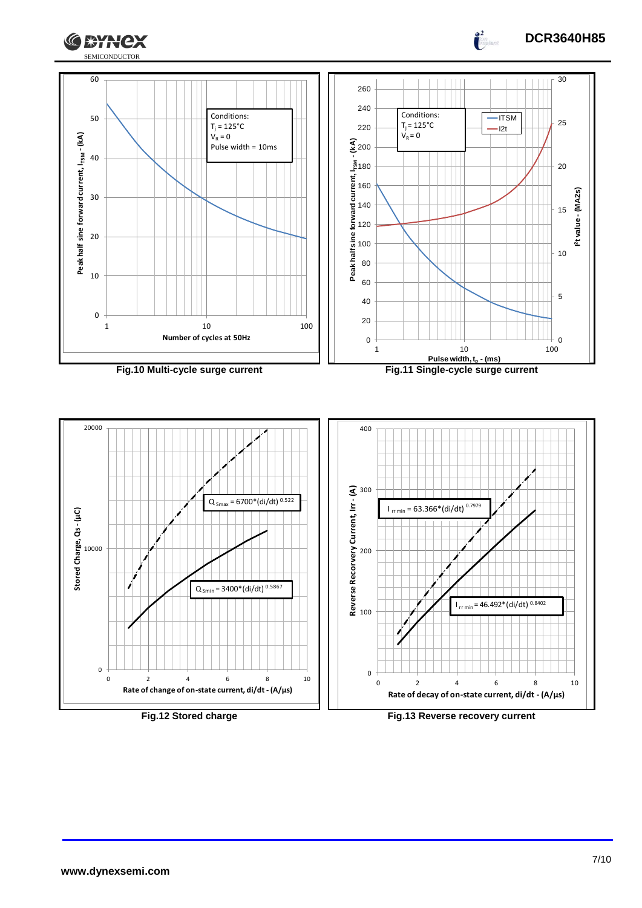Conditions:
$T_j$ = 125°C
$V_R$ = 0
Pulse width = 10ms

Peak half sine forward current, $I_{TSM}$ - (kA)

Number of cycles at 50Hz

**Fig.10 Multi-cycle surge current**

Conditions:
$T_j$ = 125°C
$V_R$ = 0

ITSM
I2t

Peak half sine forward current, $I_{TSM}$ - (kA)

I²t value - (MA2s)

Pulse width, $t_p$ - (ms)

**Fig.11 Single-cycle surge current**

$Q_{Smax} = 6700*(di/dt)^{0.522}$

$Q_{Smin} = 3400*(di/dt)^{0.5867}$

Stored Charge, Qs - (μC)

Rate of change of on-state current, di/dt - (A/μs)

**Fig.12 Stored charge**

$I_{rr\,min} = 63.366*(di/dt)^{0.7979}$

$I_{rr\,min} = 46.492*(di/dt)^{0.8402}$

Reverse Recovery Current, Irr - (A)

Rate of decay of on-state current, di/dt - (A/μs)

**Fig.13 Reverse recovery current**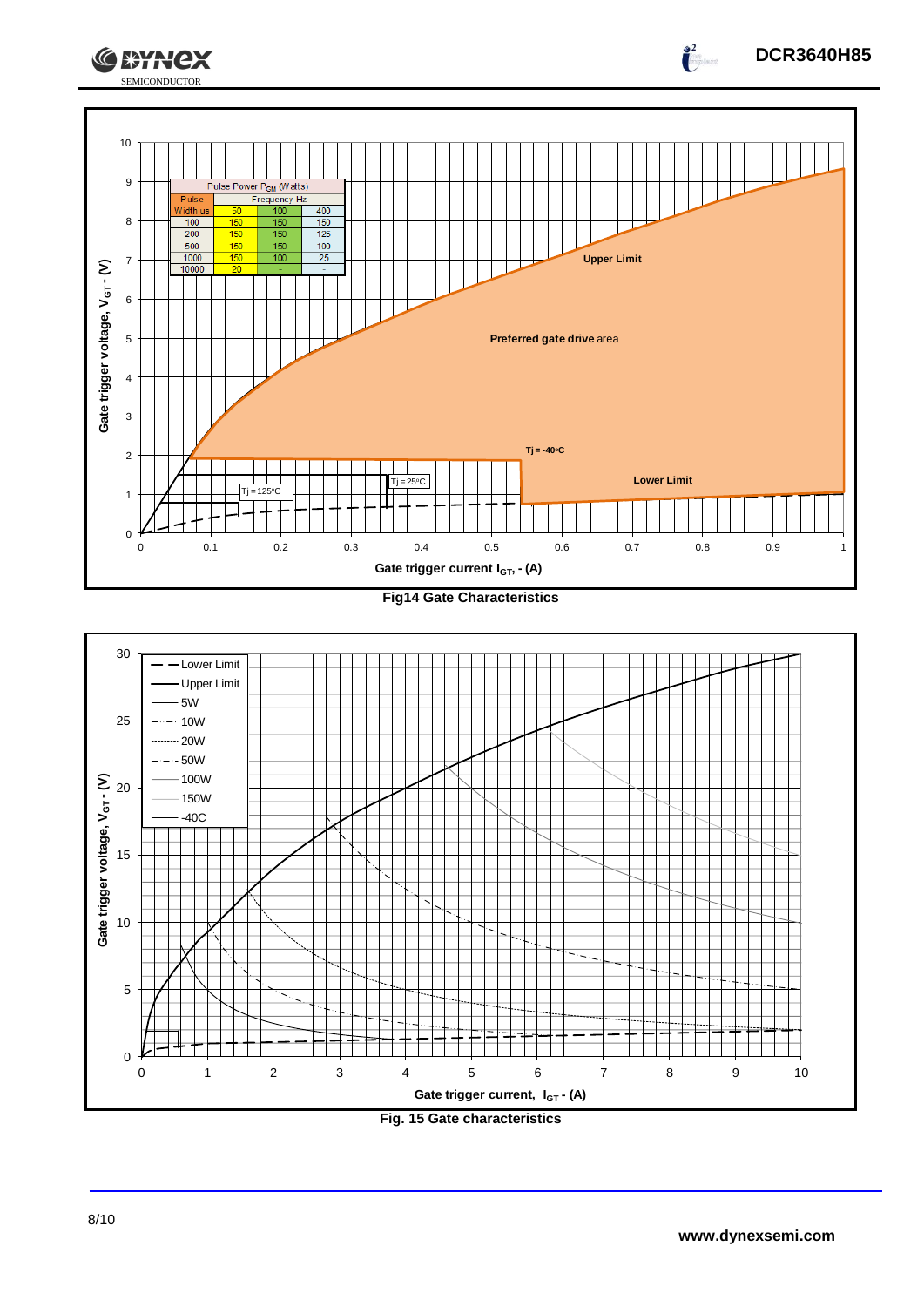| Pulse Width us | Pulse Power $P_{GM}$ (Watts) | | |
|---|---|---|---|
| | Frequency Hz | | |
| | 50 | 100 | 400 |
| 100 | 150 | 150 | 150 |
| 200 | 150 | 150 | 125 |
| 500 | 150 | 150 | 100 |
| 1000 | 150 | 100 | 25 |
| 10000 | 20 | - | - |

**Fig14 Gate Characteristics**

**Fig. 15 Gate characteristics**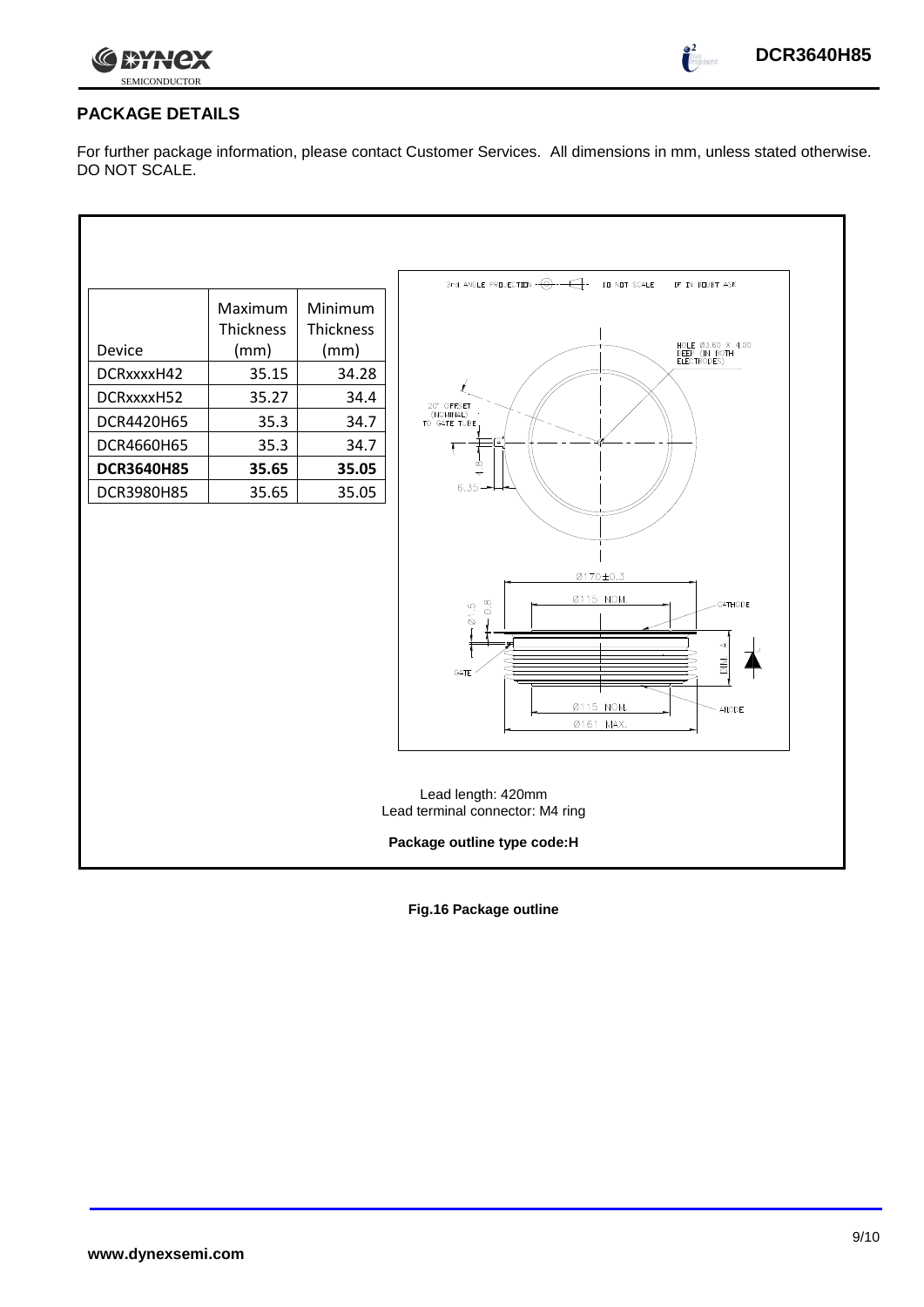## PACKAGE DETAILS

For further package information, please contact Customer Services. All dimensions in mm, unless stated otherwise. DO NOT SCALE.

| Device | Maximum Thickness (mm) | Minimum Thickness (mm) |
|---|---|---|
| DCRxxxxH42 | 35.15 | 34.28 |
| DCRxxxxH52 | 35.27 | 34.4 |
| DCR4420H65 | 35.3 | 34.7 |
| DCR4660H65 | 35.3 | 34.7 |
| **DCR3640H85** | **35.65** | **35.05** |
| DCR3980H85 | 35.65 | 35.05 |

Lead length: 420mm
Lead terminal connector: M4 ring

**Package outline type code:H**

**Fig.16 Package outline**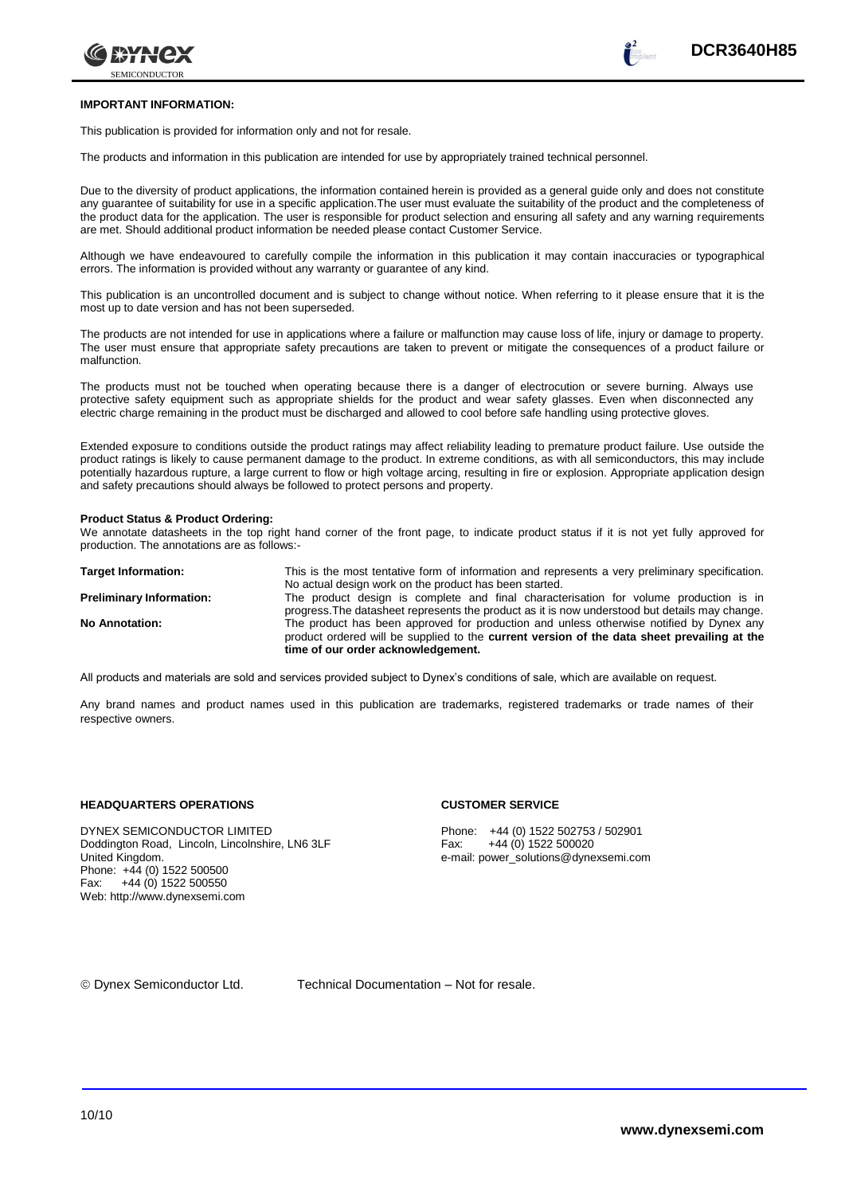**IMPORTANT INFORMATION:**

This publication is provided for information only and not for resale.

The products and information in this publication are intended for use by appropriately trained technical personnel.

Due to the diversity of product applications, the information contained herein is provided as a general guide only and does not constitute any guarantee of suitability for use in a specific application.The user must evaluate the suitability of the product and the completeness of the product data for the application. The user is responsible for product selection and ensuring all safety and any warning requirements are met. Should additional product information be needed please contact Customer Service.

Although we have endeavoured to carefully compile the information in this publication it may contain inaccuracies or typographical errors. The information is provided without any warranty or guarantee of any kind.

This publication is an uncontrolled document and is subject to change without notice. When referring to it please ensure that it is the most up to date version and has not been superseded.

The products are not intended for use in applications where a failure or malfunction may cause loss of life, injury or damage to property. The user must ensure that appropriate safety precautions are taken to prevent or mitigate the consequences of a product failure or malfunction.

The products must not be touched when operating because there is a danger of electrocution or severe burning. Always use protective safety equipment such as appropriate shields for the product and wear safety glasses. Even when disconnected any electric charge remaining in the product must be discharged and allowed to cool before safe handling using protective gloves.

Extended exposure to conditions outside the product ratings may affect reliability leading to premature product failure. Use outside the product ratings is likely to cause permanent damage to the product. In extreme conditions, as with all semiconductors, this may include potentially hazardous rupture, a large current to flow or high voltage arcing, resulting in fire or explosion. Appropriate application design and safety precautions should always be followed to protect persons and property.

**Product Status & Product Ordering:**
We annotate datasheets in the top right hand corner of the front page, to indicate product status if it is not yet fully approved for production. The annotations are as follows:-

| | |
|---|---|
| **Target Information:** | This is the most tentative form of information and represents a very preliminary specification. No actual design work on the product has been started. |
| **Preliminary Information:** | The product design is complete and final characterisation for volume production is in progress.The datasheet represents the product as it is now understood but details may change. |
| **No Annotation:** | The product has been approved for production and unless otherwise notified by Dynex any product ordered will be supplied to the **current version of the data sheet prevailing at the time of our order acknowledgement.** |

All products and materials are sold and services provided subject to Dynex's conditions of sale, which are available on request.

Any brand names and product names used in this publication are trademarks, registered trademarks or trade names of their respective owners.

**HEADQUARTERS OPERATIONS**

DYNEX SEMICONDUCTOR LIMITED
Doddington Road, Lincoln, Lincolnshire, LN6 3LF
United Kingdom.
Phone: +44 (0) 1522 500500
Fax: +44 (0) 1522 500550
Web: http://www.dynexsemi.com

**CUSTOMER SERVICE**

Phone: +44 (0) 1522 502753 / 502901
Fax: +44 (0) 1522 500020
e-mail: power_solutions@dynexsemi.com

© Dynex Semiconductor Ltd. Technical Documentation – Not for resale.